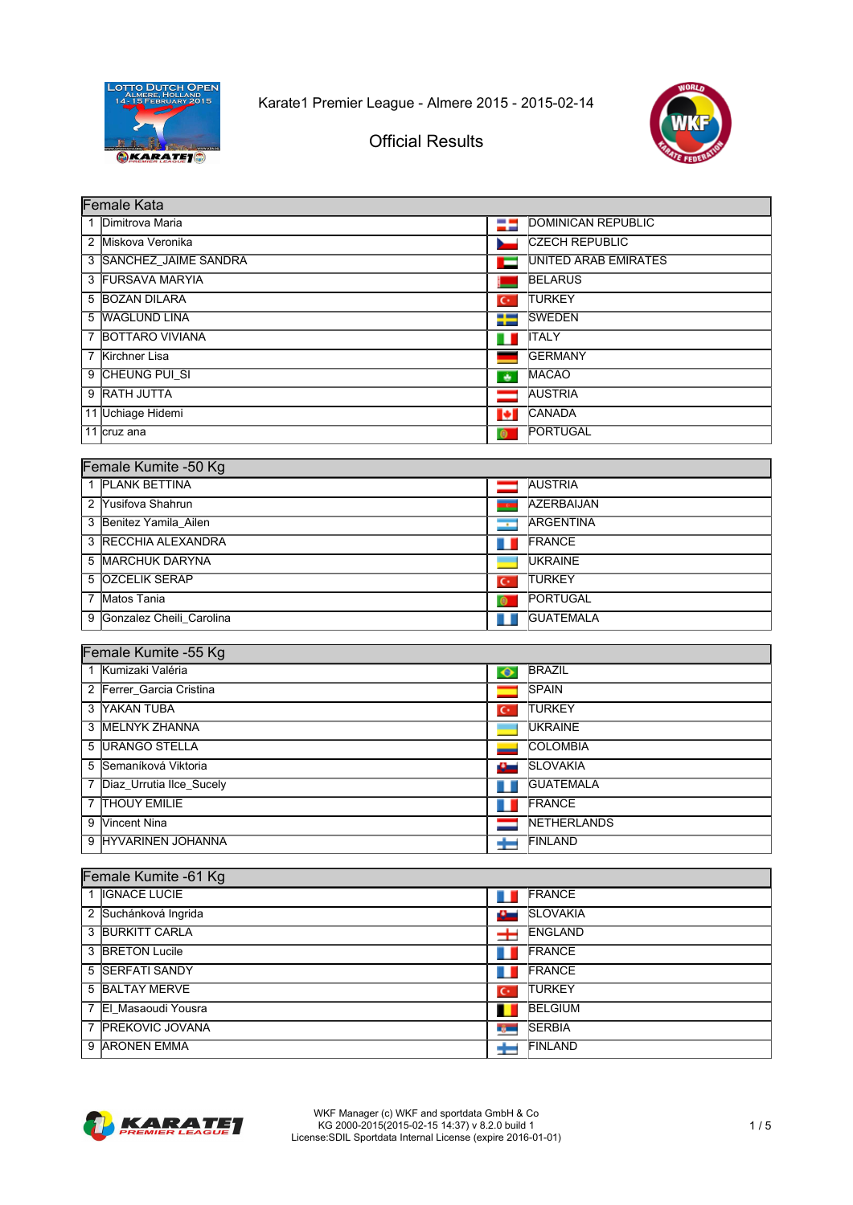Karate1 Premier League - Almere 2015 - 2015-02-14

# Official Results

## Female Kata

| Rank | Name | Country |
|---|---|---|
| 1 | Dimitrova Maria | DOMINICAN REPUBLIC |
| 2 | Miskova Veronika | CZECH REPUBLIC |
| 3 | SANCHEZ_JAIME SANDRA | UNITED ARAB EMIRATES |
| 3 | FURSAVA MARYIA | BELARUS |
| 5 | BOZAN DILARA | TURKEY |
| 5 | WAGLUND LINA | SWEDEN |
| 7 | BOTTARO VIVIANA | ITALY |
| 7 | Kirchner Lisa | GERMANY |
| 9 | CHEUNG PUI_SI | MACAO |
| 9 | RATH JUTTA | AUSTRIA |
| 11 | Uchiage Hidemi | CANADA |
| 11 | cruz ana | PORTUGAL |

## Female Kumite -50 Kg

| Rank | Name | Country |
|---|---|---|
| 1 | PLANK BETTINA | AUSTRIA |
| 2 | Yusifova Shahrun | AZERBAIJAN |
| 3 | Benitez Yamila_Ailen | ARGENTINA |
| 3 | RECCHIA ALEXANDRA | FRANCE |
| 5 | MARCHUK DARYNA | UKRAINE |
| 5 | OZCELIK SERAP | TURKEY |
| 7 | Matos Tania | PORTUGAL |
| 9 | Gonzalez Cheili_Carolina | GUATEMALA |

## Female Kumite -55 Kg

| Rank | Name | Country |
|---|---|---|
| 1 | Kumizaki Valéria | BRAZIL |
| 2 | Ferrer_Garcia Cristina | SPAIN |
| 3 | YAKAN TUBA | TURKEY |
| 3 | MELNYK ZHANNA | UKRAINE |
| 5 | URANGO STELLA | COLOMBIA |
| 5 | Semaníková Viktoria | SLOVAKIA |
| 7 | Diaz_Urrutia Ilce_Sucely | GUATEMALA |
| 7 | THOUY EMILIE | FRANCE |
| 9 | Vincent Nina | NETHERLANDS |
| 9 | HYVARINEN JOHANNA | FINLAND |

## Female Kumite -61 Kg

| Rank | Name | Country |
|---|---|---|
| 1 | IGNACE LUCIE | FRANCE |
| 2 | Suchánková Ingrida | SLOVAKIA |
| 3 | BURKITT CARLA | ENGLAND |
| 3 | BRETON Lucile | FRANCE |
| 5 | SERFATI SANDY | FRANCE |
| 5 | BALTAY MERVE | TURKEY |
| 7 | El_Masaoudi Yousra | BELGIUM |
| 7 | PREKOVIC JOVANA | SERBIA |
| 9 | ARONEN EMMA | FINLAND |

WKF Manager (c) WKF and sportdata GmbH & Co
KG 2000-2015(2015-02-15 14:37) v 8.2.0 build 1
License:SDIL Sportdata Internal License (expire 2016-01-01)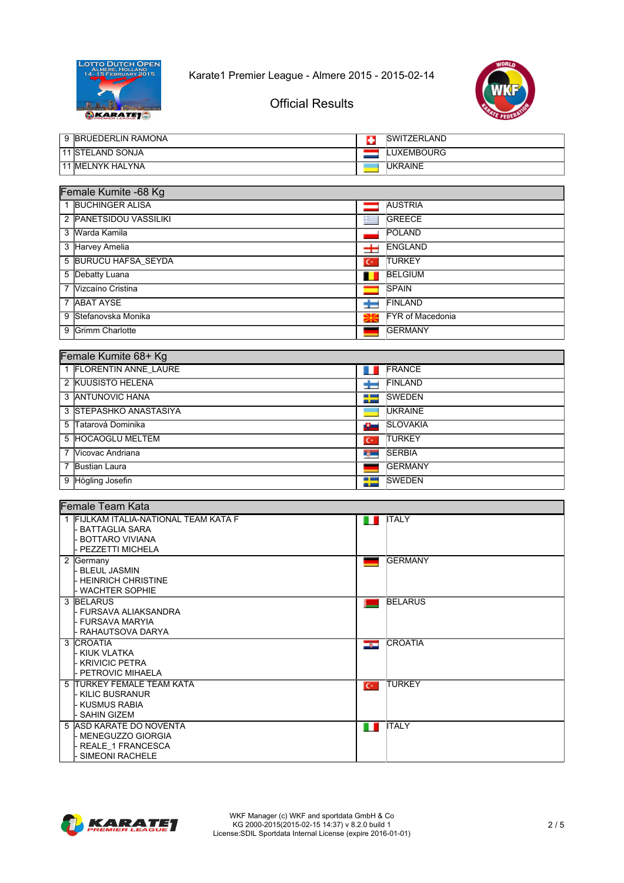Karate1 Premier League - Almere 2015 - 2015-02-14

Official Results

| | | |
|---|---|---|
| 9 | BRUEDERLIN RAMONA | SWITZERLAND |
| 11 | STELAND SONJA | LUXEMBOURG |
| 11 | MELNYK HALYNA | UKRAINE |

## Female Kumite -68 Kg

| | | |
|---|---|---|
| 1 | BUCHINGER ALISA | AUSTRIA |
| 2 | PANETSIDOU VASSILIKI | GREECE |
| 3 | Warda Kamila | POLAND |
| 3 | Harvey Amelia | ENGLAND |
| 5 | BURUCU HAFSA_SEYDA | TURKEY |
| 5 | Debatty Luana | BELGIUM |
| 7 | Vizcaíno Cristina | SPAIN |
| 7 | ABAT AYSE | FINLAND |
| 9 | Stefanovska Monika | FYR of Macedonia |
| 9 | Grimm Charlotte | GERMANY |

## Female Kumite 68+ Kg

| | | |
|---|---|---|
| 1 | FLORENTIN ANNE_LAURE | FRANCE |
| 2 | KUUSISTO HELENA | FINLAND |
| 3 | ANTUNOVIC HANA | SWEDEN |
| 3 | STEPASHKO ANASTASIYA | UKRAINE |
| 5 | Tatarová Dominika | SLOVAKIA |
| 5 | HOCAOGLU MELTEM | TURKEY |
| 7 | Vicovac Andriana | SERBIA |
| 7 | Bustian Laura | GERMANY |
| 9 | Högling Josefin | SWEDEN |

## Female Team Kata

| | | |
|---|---|---|
| 1 | FIJLKAM ITALIA-NATIONAL TEAM KATA F<br>- BATTAGLIA SARA<br>- BOTTARO VIVIANA<br>- PEZZETTI MICHELA | ITALY |
| 2 | Germany<br>- BLEUL JASMIN<br>- HEINRICH CHRISTINE<br>- WACHTER SOPHIE | GERMANY |
| 3 | BELARUS<br>- FURSAVA ALIAKSANDRA<br>- FURSAVA MARYIA<br>- RAHAUTSOVA DARYA | BELARUS |
| 3 | CROATIA<br>- KIUK VLATKA<br>- KRIVICIC PETRA<br>- PETROVIC MIHAELA | CROATIA |
| 5 | TURKEY FEMALE TEAM KATA<br>- KILIC BUSRANUR<br>- KUSMUS RABIA<br>- SAHIN GIZEM | TURKEY |
| 5 | ASD KARATE DO NOVENTA<br>- MENEGUZZO GIORGIA<br>- REALE_1 FRANCESCA<br>- SIMEONI RACHELE | ITALY |

WKF Manager (c) WKF and sportdata GmbH & Co
KG 2000-2015(2015-02-15 14:37) v 8.2.0 build 1
License:SDIL Sportdata Internal License (expire 2016-01-01)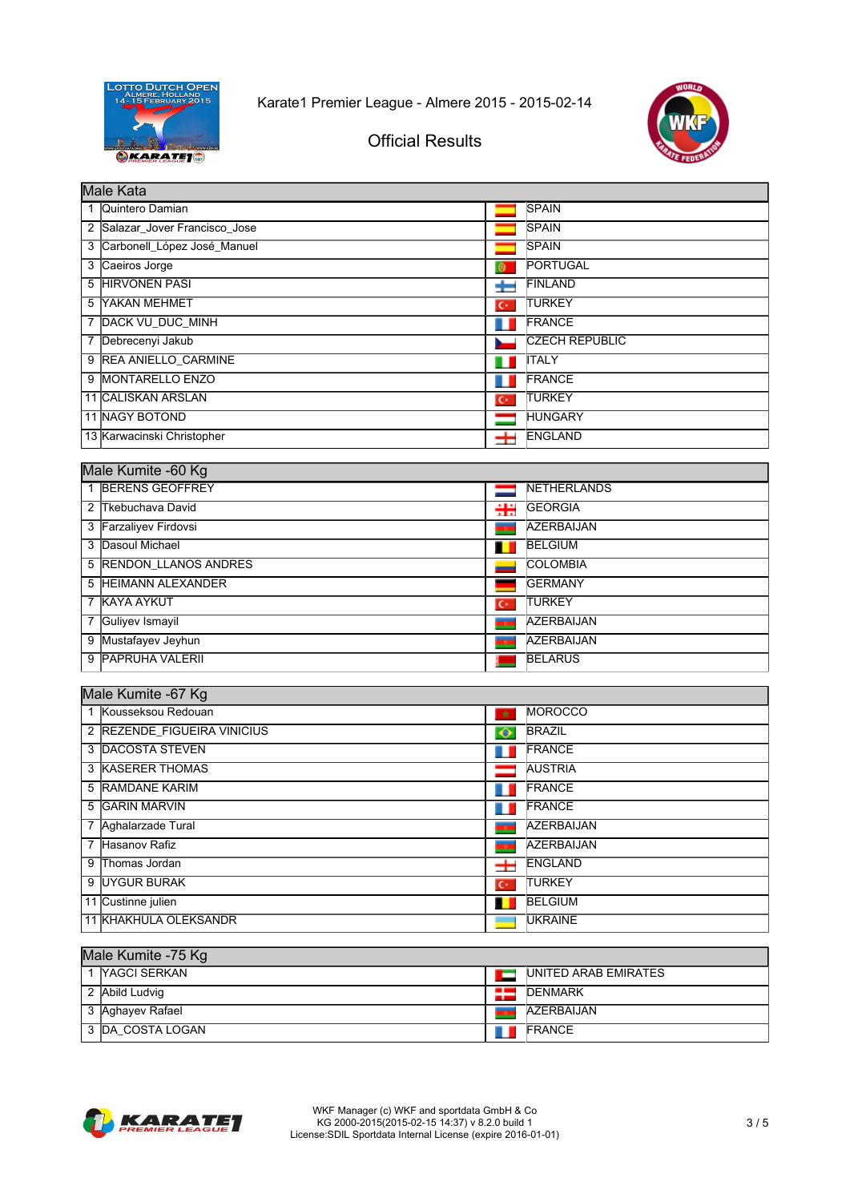Karate1 Premier League - Almere 2015 - 2015-02-14

Official Results

| Male Kata | | |
|---|---|---|
| 1 | Quintero Damian | SPAIN |
| 2 | Salazar_Jover Francisco_Jose | SPAIN |
| 3 | Carbonell_López José_Manuel | SPAIN |
| 3 | Caeiros Jorge | PORTUGAL |
| 5 | HIRVONEN PASI | FINLAND |
| 5 | YAKAN MEHMET | TURKEY |
| 7 | DACK VU_DUC_MINH | FRANCE |
| 7 | Debrecenyi Jakub | CZECH REPUBLIC |
| 9 | REA ANIELLO_CARMINE | ITALY |
| 9 | MONTARELLO ENZO | FRANCE |
| 11 | CALISKAN ARSLAN | TURKEY |
| 11 | NAGY BOTOND | HUNGARY |
| 13 | Karwacinski Christopher | ENGLAND |

| Male Kumite -60 Kg | | |
|---|---|---|
| 1 | BERENS GEOFFREY | NETHERLANDS |
| 2 | Tkebuchava David | GEORGIA |
| 3 | Farzaliyev Firdovsi | AZERBAIJAN |
| 3 | Dasoul Michael | BELGIUM |
| 5 | RENDON_LLANOS ANDRES | COLOMBIA |
| 5 | HEIMANN ALEXANDER | GERMANY |
| 7 | KAYA AYKUT | TURKEY |
| 7 | Guliyev Ismayil | AZERBAIJAN |
| 9 | Mustafayev Jeyhun | AZERBAIJAN |
| 9 | PAPRUHA VALERII | BELARUS |

| Male Kumite -67 Kg | | |
|---|---|---|
| 1 | Kousseksou Redouan | MOROCCO |
| 2 | REZENDE_FIGUEIRA VINICIUS | BRAZIL |
| 3 | DACOSTA STEVEN | FRANCE |
| 3 | KASERER THOMAS | AUSTRIA |
| 5 | RAMDANE KARIM | FRANCE |
| 5 | GARIN MARVIN | FRANCE |
| 7 | Aghalarzade Tural | AZERBAIJAN |
| 7 | Hasanov Rafiz | AZERBAIJAN |
| 9 | Thomas Jordan | ENGLAND |
| 9 | UYGUR BURAK | TURKEY |
| 11 | Custinne julien | BELGIUM |
| 11 | KHAKHULA OLEKSANDR | UKRAINE |

| Male Kumite -75 Kg | | |
|---|---|---|
| 1 | YAGCI SERKAN | UNITED ARAB EMIRATES |
| 2 | Abild Ludvig | DENMARK |
| 3 | Aghayev Rafael | AZERBAIJAN |
| 3 | DA_COSTA LOGAN | FRANCE |

WKF Manager (c) WKF and sportdata GmbH & Co
KG 2000-2015(2015-02-15 14:37) v 8.2.0 build 1
License:SDIL Sportdata Internal License (expire 2016-01-01)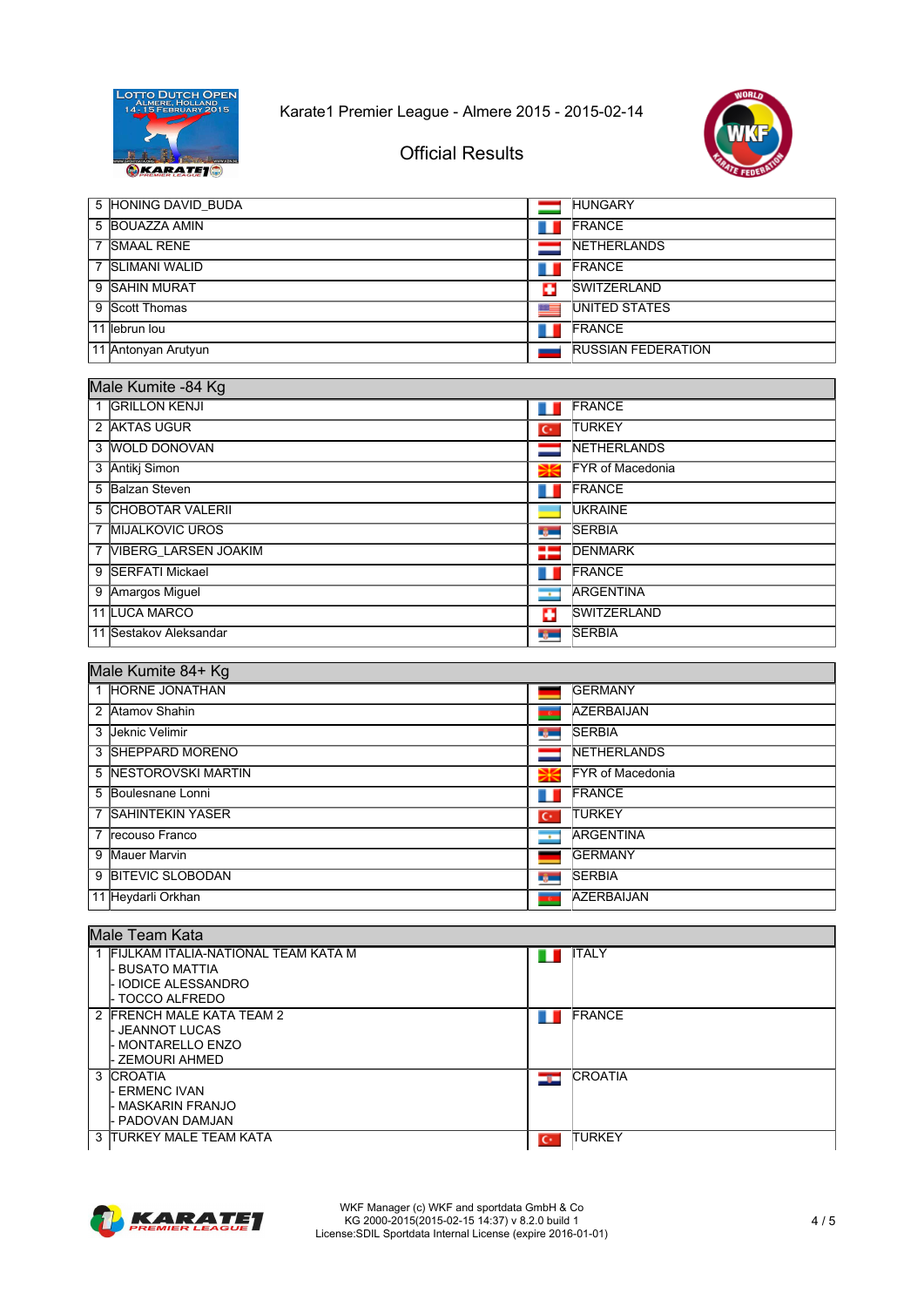| Rank | Name | Country |
|---|---|---|
| 5 | HONING DAVID_BUDA | HUNGARY |
| 5 | BOUAZZA AMIN | FRANCE |
| 7 | SMAAL RENE | NETHERLANDS |
| 7 | SLIMANI WALID | FRANCE |
| 9 | SAHIN MURAT | SWITZERLAND |
| 9 | Scott Thomas | UNITED STATES |
| 11 | lebrun lou | FRANCE |
| 11 | Antonyan Arutyun | RUSSIAN FEDERATION |

## Male Kumite -84 Kg

| Rank | Name | Country |
|---|---|---|
| 1 | GRILLON KENJI | FRANCE |
| 2 | AKTAS UGUR | TURKEY |
| 3 | WOLD DONOVAN | NETHERLANDS |
| 3 | Antikj Simon | FYR of Macedonia |
| 5 | Balzan Steven | FRANCE |
| 5 | CHOBOTAR VALERII | UKRAINE |
| 7 | MIJALKOVIC UROS | SERBIA |
| 7 | VIBERG_LARSEN JOAKIM | DENMARK |
| 9 | SERFATI Mickael | FRANCE |
| 9 | Amargos Miguel | ARGENTINA |
| 11 | LUCA MARCO | SWITZERLAND |
| 11 | Sestakov Aleksandar | SERBIA |

## Male Kumite 84+ Kg

| Rank | Name | Country |
|---|---|---|
| 1 | HORNE JONATHAN | GERMANY |
| 2 | Atamov Shahin | AZERBAIJAN |
| 3 | Jeknic Velimir | SERBIA |
| 3 | SHEPPARD MORENO | NETHERLANDS |
| 5 | NESTOROVSKI MARTIN | FYR of Macedonia |
| 5 | Boulesnane Lonni | FRANCE |
| 7 | SAHINTEKIN YASER | TURKEY |
| 7 | recouso Franco | ARGENTINA |
| 9 | Mauer Marvin | GERMANY |
| 9 | BITEVIC SLOBODAN | SERBIA |
| 11 | Heydarli Orkhan | AZERBAIJAN |

## Male Team Kata

| Rank | Team | Country |
|---|---|---|
| 1 | FIJLKAM ITALIA-NATIONAL TEAM KATA M<br>- BUSATO MATTIA<br>- IODICE ALESSANDRO<br>- TOCCO ALFREDO | ITALY |
| 2 | FRENCH MALE KATA TEAM 2<br>- JEANNOT LUCAS<br>- MONTARELLO ENZO<br>- ZEMOURI AHMED | FRANCE |
| 3 | CROATIA<br>- ERMENC IVAN<br>- MASKARIN FRANJO<br>- PADOVAN DAMJAN | CROATIA |
| 3 | TURKEY MALE TEAM KATA | TURKEY |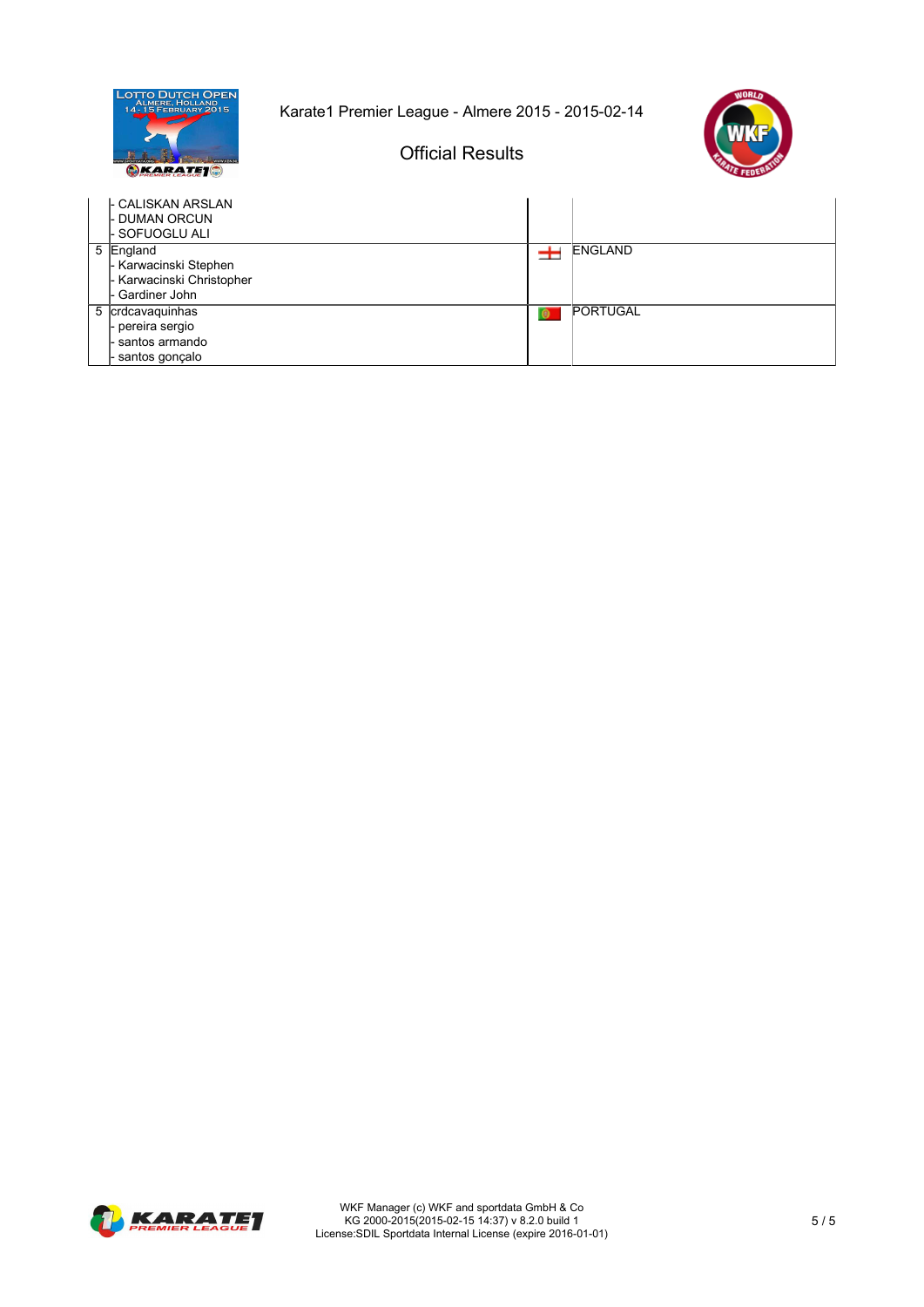Karate1 Premier League - Almere 2015 - 2015-02-14

Official Results

| | | | |
|---|---|---|---|
| | - CALISKAN ARSLAN<br>- DUMAN ORCUN<br>- SOFUOGLU ALI | | |
| 5 | England<br>- Karwacinski Stephen<br>- Karwacinski Christopher<br>- Gardiner John | | ENGLAND |
| 5 | crdcavaquinhas<br>- pereira sergio<br>- santos armando<br>- santos gonçalo | | PORTUGAL |

WKF Manager (c) WKF and sportdata GmbH & Co KG 2000-2015(2015-02-15 14:37) v 8.2.0 build 1
License:SDIL Sportdata Internal License (expire 2016-01-01)